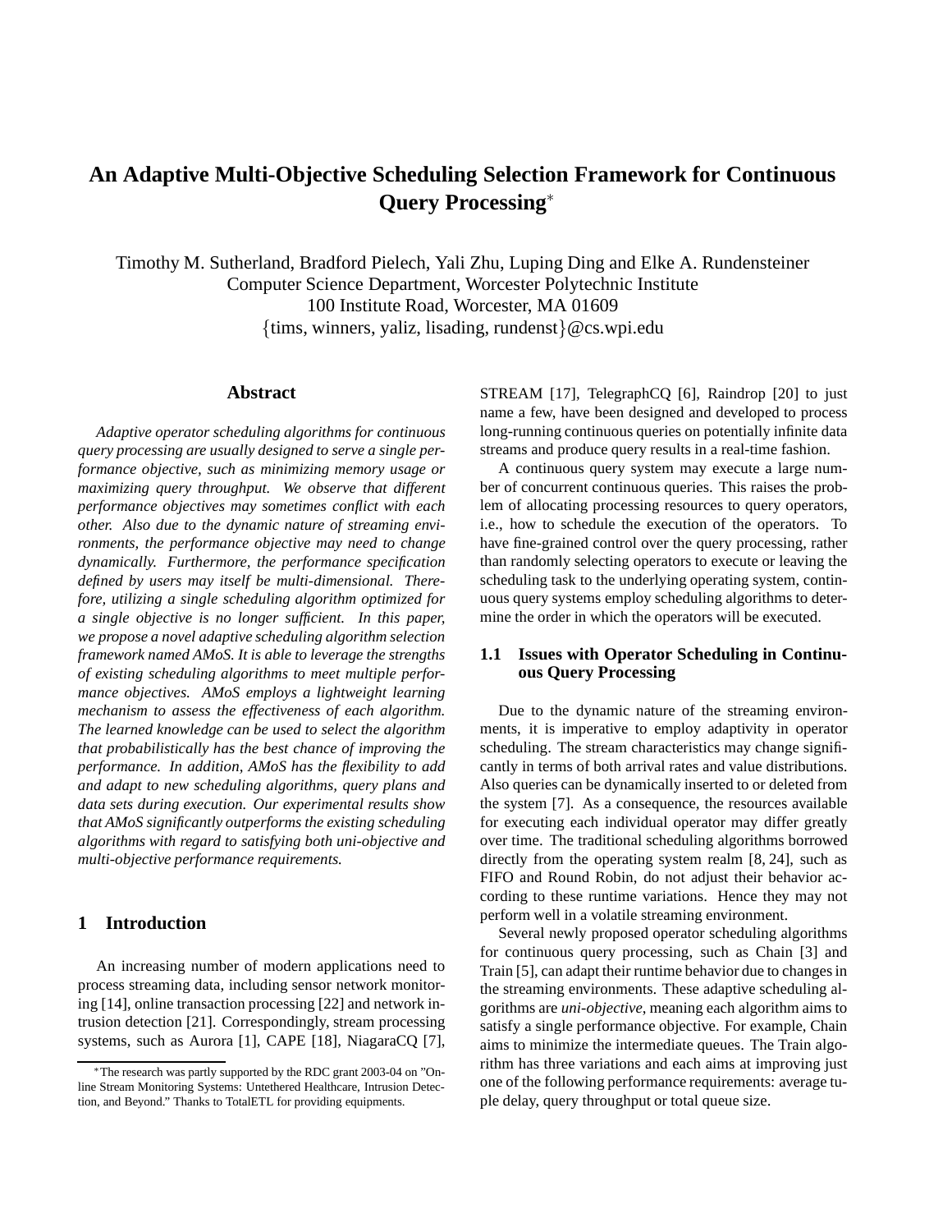# An Adaptive Multi-Objective Scheduling Selection Framework for Continuous Query Processing*

Timothy M. Sutherland, Bradford Pielech, Yali Zhu, Luping Ding and Elke A. Rundensteiner
Computer Science Department, Worcester Polytechnic Institute
100 Institute Road, Worcester, MA 01609
{tims, winners, yaliz, lisading, rundenst}@cs.wpi.edu

## Abstract

*Adaptive operator scheduling algorithms for continuous query processing are usually designed to serve a single performance objective, such as minimizing memory usage or maximizing query throughput. We observe that different performance objectives may sometimes conflict with each other. Also due to the dynamic nature of streaming environments, the performance objective may need to change dynamically. Furthermore, the performance specification defined by users may itself be multi-dimensional. Therefore, utilizing a single scheduling algorithm optimized for a single objective is no longer sufficient. In this paper, we propose a novel adaptive scheduling algorithm selection framework named AMoS. It is able to leverage the strengths of existing scheduling algorithms to meet multiple performance objectives. AMoS employs a lightweight learning mechanism to assess the effectiveness of each algorithm. The learned knowledge can be used to select the algorithm that probabilistically has the best chance of improving the performance. In addition, AMoS has the flexibility to add and adapt to new scheduling algorithms, query plans and data sets during execution. Our experimental results show that AMoS significantly outperforms the existing scheduling algorithms with regard to satisfying both uni-objective and multi-objective performance requirements.*

## 1 Introduction

An increasing number of modern applications need to process streaming data, including sensor network monitoring [14], online transaction processing [22] and network intrusion detection [21]. Correspondingly, stream processing systems, such as Aurora [1], CAPE [18], NiagaraCQ [7], STREAM [17], TelegraphCQ [6], Raindrop [20] to just name a few, have been designed and developed to process long-running continuous queries on potentially infinite data streams and produce query results in a real-time fashion.

A continuous query system may execute a large number of concurrent continuous queries. This raises the problem of allocating processing resources to query operators, i.e., how to schedule the execution of the operators. To have fine-grained control over the query processing, rather than randomly selecting operators to execute or leaving the scheduling task to the underlying operating system, continuous query systems employ scheduling algorithms to determine the order in which the operators will be executed.

### 1.1 Issues with Operator Scheduling in Continuous Query Processing

Due to the dynamic nature of the streaming environments, it is imperative to employ adaptivity in operator scheduling. The stream characteristics may change significantly in terms of both arrival rates and value distributions. Also queries can be dynamically inserted to or deleted from the system [7]. As a consequence, the resources available for executing each individual operator may differ greatly over time. The traditional scheduling algorithms borrowed directly from the operating system realm [8, 24], such as FIFO and Round Robin, do not adjust their behavior according to these runtime variations. Hence they may not perform well in a volatile streaming environment.

Several newly proposed operator scheduling algorithms for continuous query processing, such as Chain [3] and Train [5], can adapt their runtime behavior due to changes in the streaming environments. These adaptive scheduling algorithms are *uni-objective*, meaning each algorithm aims to satisfy a single performance objective. For example, Chain aims to minimize the intermediate queues. The Train algorithm has three variations and each aims at improving just one of the following performance requirements: average tuple delay, query throughput or total queue size.

*The research was partly supported by the RDC grant 2003-04 on "Online Stream Monitoring Systems: Untethered Healthcare, Intrusion Detection, and Beyond." Thanks to TotalETL for providing equipments.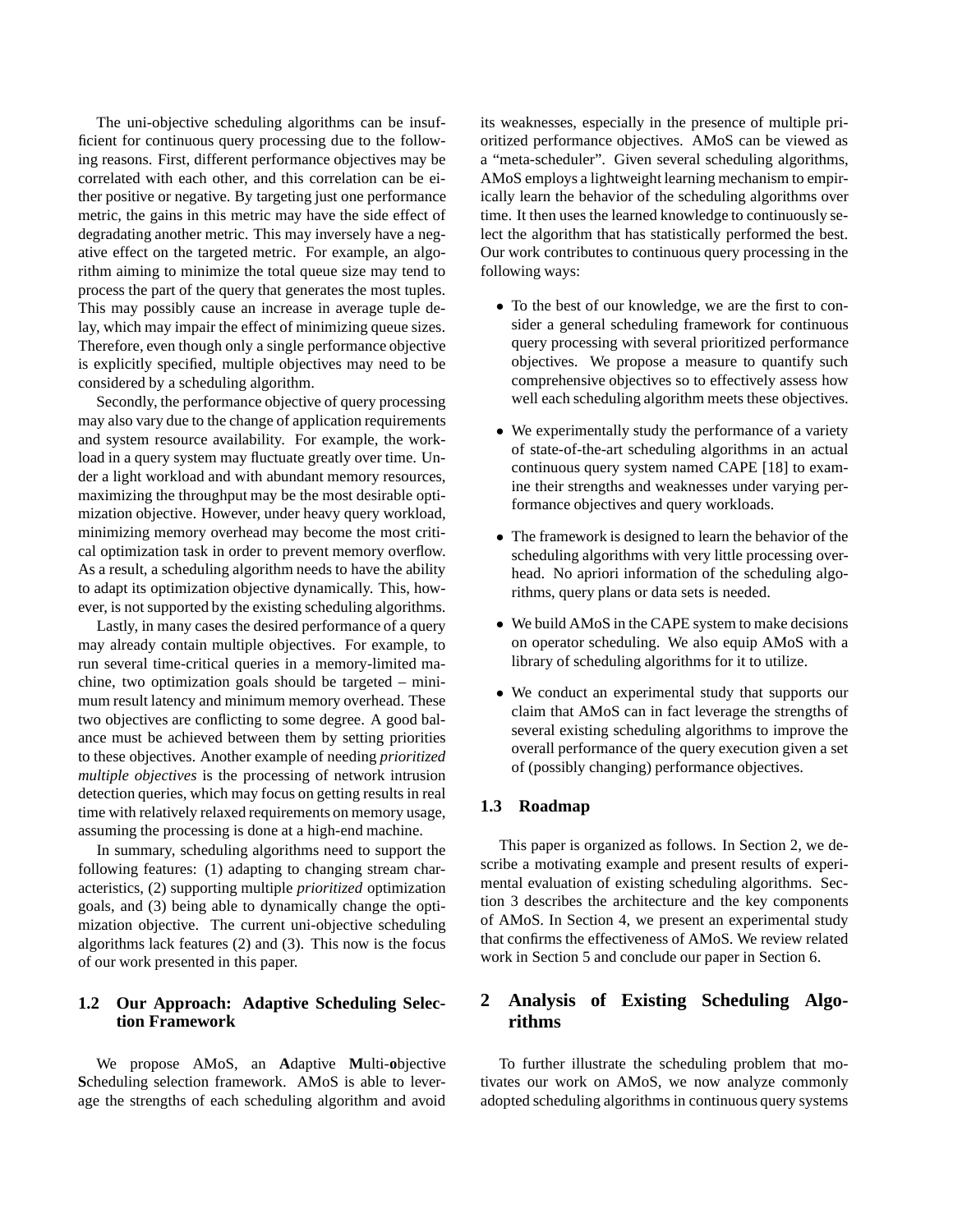The uni-objective scheduling algorithms can be insufficient for continuous query processing due to the following reasons. First, different performance objectives may be correlated with each other, and this correlation can be either positive or negative. By targeting just one performance metric, the gains in this metric may have the side effect of degradating another metric. This may inversely have a negative effect on the targeted metric. For example, an algorithm aiming to minimize the total queue size may tend to process the part of the query that generates the most tuples. This may possibly cause an increase in average tuple delay, which may impair the effect of minimizing queue sizes. Therefore, even though only a single performance objective is explicitly specified, multiple objectives may need to be considered by a scheduling algorithm.

Secondly, the performance objective of query processing may also vary due to the change of application requirements and system resource availability. For example, the workload in a query system may fluctuate greatly over time. Under a light workload and with abundant memory resources, maximizing the throughput may be the most desirable optimization objective. However, under heavy query workload, minimizing memory overhead may become the most critical optimization task in order to prevent memory overflow. As a result, a scheduling algorithm needs to have the ability to adapt its optimization objective dynamically. This, however, is not supported by the existing scheduling algorithms.

Lastly, in many cases the desired performance of a query may already contain multiple objectives. For example, to run several time-critical queries in a memory-limited machine, two optimization goals should be targeted – minimum result latency and minimum memory overhead. These two objectives are conflicting to some degree. A good balance must be achieved between them by setting priorities to these objectives. Another example of needing *prioritized multiple objectives* is the processing of network intrusion detection queries, which may focus on getting results in real time with relatively relaxed requirements on memory usage, assuming the processing is done at a high-end machine.

In summary, scheduling algorithms need to support the following features: (1) adapting to changing stream characteristics, (2) supporting multiple *prioritized* optimization goals, and (3) being able to dynamically change the optimization objective. The current uni-objective scheduling algorithms lack features (2) and (3). This now is the focus of our work presented in this paper.

### 1.2 Our Approach: Adaptive Scheduling Selection Framework

We propose AMoS, an **A**daptive **M**ulti-**o**bjective **S**cheduling selection framework. AMoS is able to leverage the strengths of each scheduling algorithm and avoid its weaknesses, especially in the presence of multiple prioritized performance objectives. AMoS can be viewed as a "meta-scheduler". Given several scheduling algorithms, AMoS employs a lightweight learning mechanism to empirically learn the behavior of the scheduling algorithms over time. It then uses the learned knowledge to continuously select the algorithm that has statistically performed the best. Our work contributes to continuous query processing in the following ways:

- To the best of our knowledge, we are the first to consider a general scheduling framework for continuous query processing with several prioritized performance objectives. We propose a measure to quantify such comprehensive objectives so to effectively assess how well each scheduling algorithm meets these objectives.
- We experimentally study the performance of a variety of state-of-the-art scheduling algorithms in an actual continuous query system named CAPE [18] to examine their strengths and weaknesses under varying performance objectives and query workloads.
- The framework is designed to learn the behavior of the scheduling algorithms with very little processing overhead. No apriori information of the scheduling algorithms, query plans or data sets is needed.
- We build AMoS in the CAPE system to make decisions on operator scheduling. We also equip AMoS with a library of scheduling algorithms for it to utilize.
- We conduct an experimental study that supports our claim that AMoS can in fact leverage the strengths of several existing scheduling algorithms to improve the overall performance of the query execution given a set of (possibly changing) performance objectives.

### 1.3 Roadmap

This paper is organized as follows. In Section 2, we describe a motivating example and present results of experimental evaluation of existing scheduling algorithms. Section 3 describes the architecture and the key components of AMoS. In Section 4, we present an experimental study that confirms the effectiveness of AMoS. We review related work in Section 5 and conclude our paper in Section 6.

## 2 Analysis of Existing Scheduling Algorithms

To further illustrate the scheduling problem that motivates our work on AMoS, we now analyze commonly adopted scheduling algorithms in continuous query systems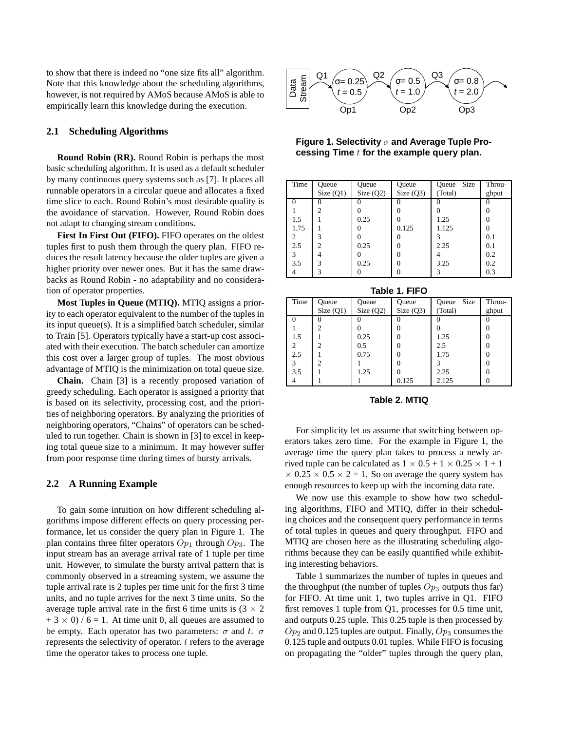to show that there is indeed no "one size fits all" algorithm. Note that this knowledge about the scheduling algorithms, however, is not required by AMoS because AMoS is able to empirically learn this knowledge during the execution.

### 2.1 Scheduling Algorithms

**Round Robin (RR).** Round Robin is perhaps the most basic scheduling algorithm. It is used as a default scheduler by many continuous query systems such as [7]. It places all runnable operators in a circular queue and allocates a fixed time slice to each. Round Robin's most desirable quality is the avoidance of starvation. However, Round Robin does not adapt to changing stream conditions.

**First In First Out (FIFO).** FIFO operates on the oldest tuples first to push them through the query plan. FIFO reduces the result latency because the older tuples are given a higher priority over newer ones. But it has the same drawbacks as Round Robin - no adaptability and no consideration of operator properties.

**Most Tuples in Queue (MTIQ).** MTIQ assigns a priority to each operator equivalent to the number of the tuples in its input queue(s). It is a simplified batch scheduler, similar to Train [5]. Operators typically have a start-up cost associated with their execution. The batch scheduler can amortize this cost over a larger group of tuples. The most obvious advantage of MTIQ is the minimization on total queue size.

**Chain.** Chain [3] is a recently proposed variation of greedy scheduling. Each operator is assigned a priority that is based on its selectivity, processing cost, and the priorities of neighboring operators. By analyzing the priorities of neighboring operators, "Chains" of operators can be scheduled to run together. Chain is shown in [3] to excel in keeping total queue size to a minimum. It may however suffer from poor response time during times of bursty arrivals.

### 2.2 A Running Example

To gain some intuition on how different scheduling algorithms impose different effects on query processing performance, let us consider the query plan in Figure 1. The plan contains three filter operators $Op_1$ through $Op_3$. The input stream has an average arrival rate of 1 tuple per time unit. However, to simulate the bursty arrival pattern that is commonly observed in a streaming system, we assume the tuple arrival rate is 2 tuples per time unit for the first 3 time units, and no tuple arrives for the next 3 time units. So the average tuple arrival rate in the first 6 time units is $(3 \times 2 + 3 \times 0) / 6 = 1$. At time unit 0, all queues are assumed to be empty. Each operator has two parameters: $\sigma$ and $t$. $\sigma$ represents the selectivity of operator. $t$ refers to the average time the operator takes to process one tuple.

Data Stream → Q1 → Op1 ($\sigma$= 0.25, $t$ = 0.5) → Q2 → Op2 ($\sigma$= 0.5, $t$ = 1.0) → Q3 → Op3 ($\sigma$= 0.8, $t$ = 2.0) →

**Figure 1. Selectivity $\sigma$ and Average Tuple Processing Time $t$ for the example query plan.**

| Time | Queue Size (Q1) | Queue Size (Q2) | Queue Size (Q3) | Queue Size (Total) | Throughput |
|---|---|---|---|---|---|
| 0 | 0 | 0 | 0 | 0 | 0 |
| 1 | 2 | 0 | 0 | 0 | 0 |
| 1.5 | 1 | 0.25 | 0 | 1.25 | 0 |
| 1.75 | 1 | 0 | 0.125 | 1.125 | 0 |
| 2 | 3 | 0 | 0 | 3 | 0.1 |
| 2.5 | 2 | 0.25 | 0 | 2.25 | 0.1 |
| 3 | 4 | 0 | 0 | 4 | 0.2 |
| 3.5 | 3 | 0.25 | 0 | 3.25 | 0.2 |
| 4 | 3 | 0 | 0 | 3 | 0.3 |

**Table 1. FIFO**

| Time | Queue Size (Q1) | Queue Size (Q2) | Queue Size (Q3) | Queue Size (Total) | Throughput |
|---|---|---|---|---|---|
| 0 | 0 | 0 | 0 | 0 | 0 |
| 1 | 2 | 0 | 0 | 0 | 0 |
| 1.5 | 1 | 0.25 | 0 | 1.25 | 0 |
| 2 | 2 | 0.5 | 0 | 2.5 | 0 |
| 2.5 | 1 | 0.75 | 0 | 1.75 | 0 |
| 3 | 2 | 1 | 0 | 3 | 0 |
| 3.5 | 1 | 1.25 | 0 | 2.25 | 0 |
| 4 | 1 | 1 | 0.125 | 2.125 | 0 |

**Table 2. MTIQ**

For simplicity let us assume that switching between operators takes zero time. For the example in Figure 1, the average time the query plan takes to process a newly arrived tuple can be calculated as $1 \times 0.5 + 1 \times 0.25 \times 1 + 1 \times 0.25 \times 0.5 \times 2 = 1$. So on average the query system has enough resources to keep up with the incoming data rate.

We now use this example to show how two scheduling algorithms, FIFO and MTIQ, differ in their scheduling choices and the consequent query performance in terms of total tuples in queues and query throughput. FIFO and MTIQ are chosen here as the illustrating scheduling algorithms because they can be easily quantified while exhibiting interesting behaviors.

Table 1 summarizes the number of tuples in queues and the throughput (the number of tuples $Op_3$ outputs thus far) for FIFO. At time unit 1, two tuples arrive in Q1. FIFO first removes 1 tuple from Q1, processes for 0.5 time unit, and outputs 0.25 tuple. This 0.25 tuple is then processed by $Op_2$ and 0.125 tuples are output. Finally, $Op_3$ consumes the 0.125 tuple and outputs 0.01 tuples. While FIFO is focusing on propagating the "older" tuples through the query plan,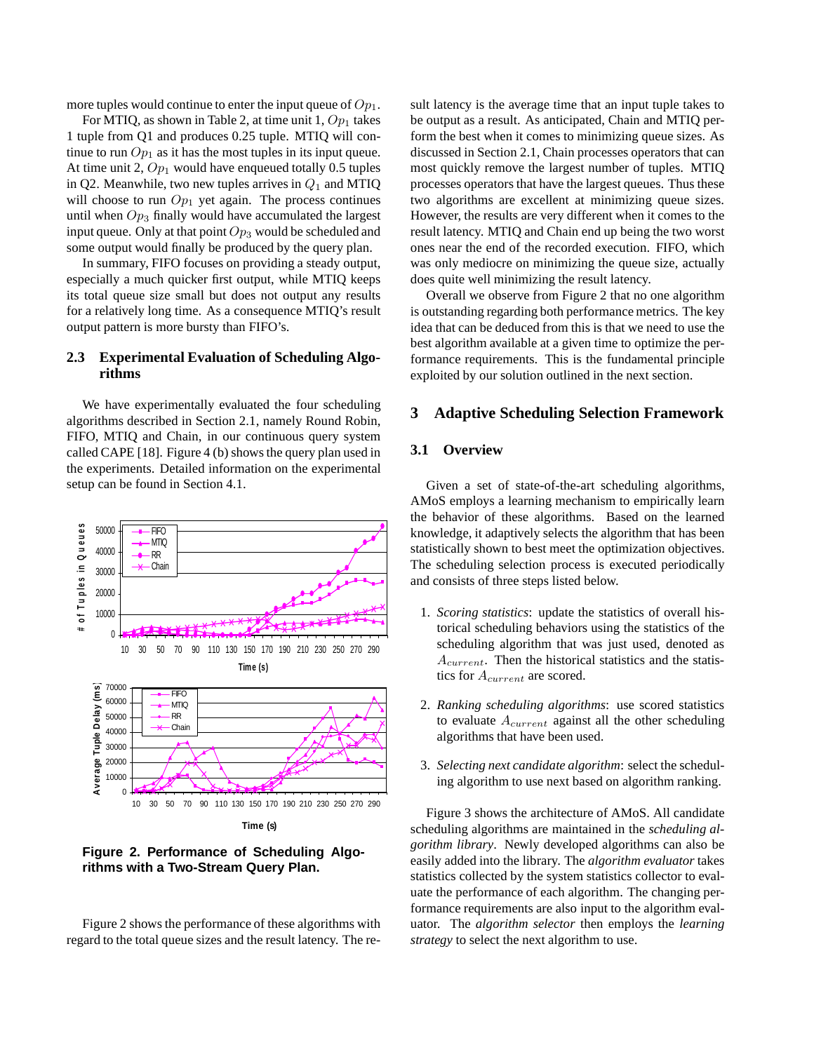more tuples would continue to enter the input queue of $Op_1$.

For MTIQ, as shown in Table 2, at time unit 1, $Op_1$ takes 1 tuple from Q1 and produces 0.25 tuple. MTIQ will continue to run $Op_1$ as it has the most tuples in its input queue. At time unit 2, $Op_1$ would have enqueued totally 0.5 tuples in Q2. Meanwhile, two new tuples arrives in $Q_1$ and MTIQ will choose to run $Op_1$ yet again. The process continues until when $Op_3$ finally would have accumulated the largest input queue. Only at that point $Op_3$ would be scheduled and some output would finally be produced by the query plan.

In summary, FIFO focuses on providing a steady output, especially a much quicker first output, while MTIQ keeps its total queue size small but does not output any results for a relatively long time. As a consequence MTIQ's result output pattern is more bursty than FIFO's.

### 2.3 Experimental Evaluation of Scheduling Algorithms

We have experimentally evaluated the four scheduling algorithms described in Section 2.1, namely Round Robin, FIFO, MTIQ and Chain, in our continuous query system called CAPE [18]. Figure 4 (b) shows the query plan used in the experiments. Detailed information on the experimental setup can be found in Section 4.1.

# of Tuples in Queues
50000
40000
30000
20000
10000
0
FIFO
MTIQ
RR
Chain
10 30 50 70 90 110 130 150 170 190 210 230 250 270 290
Time (s)

Average Tuple Delay (ms)
70000
60000
50000
40000
30000
20000
10000
0
FIFO
MTIQ
RR
Chain
10 30 50 70 90 110 130 150 170 190 210 230 250 270 290
Time (s)

**Figure 2. Performance of Scheduling Algorithms with a Two-Stream Query Plan.**

Figure 2 shows the performance of these algorithms with regard to the total queue sizes and the result latency. The result latency is the average time that an input tuple takes to be output as a result. As anticipated, Chain and MTIQ perform the best when it comes to minimizing queue sizes. As discussed in Section 2.1, Chain processes operators that can most quickly remove the largest number of tuples. MTIQ processes operators that have the largest queues. Thus these two algorithms are excellent at minimizing queue sizes. However, the results are very different when it comes to the result latency. MTIQ and Chain end up being the two worst ones near the end of the recorded execution. FIFO, which was only mediocre on minimizing the queue size, actually does quite well minimizing the result latency.

Overall we observe from Figure 2 that no one algorithm is outstanding regarding both performance metrics. The key idea that can be deduced from this is that we need to use the best algorithm available at a given time to optimize the performance requirements. This is the fundamental principle exploited by our solution outlined in the next section.

## 3 Adaptive Scheduling Selection Framework

### 3.1 Overview

Given a set of state-of-the-art scheduling algorithms, AMoS employs a learning mechanism to empirically learn the behavior of these algorithms. Based on the learned knowledge, it adaptively selects the algorithm that has been statistically shown to best meet the optimization objectives. The scheduling selection process is executed periodically and consists of three steps listed below.

1. *Scoring statistics*: update the statistics of overall historical scheduling behaviors using the statistics of the scheduling algorithm that was just used, denoted as $A_{current}$. Then the historical statistics and the statistics for $A_{current}$ are scored.

2. *Ranking scheduling algorithms*: use scored statistics to evaluate $A_{current}$ against all the other scheduling algorithms that have been used.

3. *Selecting next candidate algorithm*: select the scheduling algorithm to use next based on algorithm ranking.

Figure 3 shows the architecture of AMoS. All candidate scheduling algorithms are maintained in the *scheduling algorithm library*. Newly developed algorithms can also be easily added into the library. The *algorithm evaluator* takes statistics collected by the system statistics collector to evaluate the performance of each algorithm. The changing performance requirements are also input to the algorithm evaluator. The *algorithm selector* then employs the *learning strategy* to select the next algorithm to use.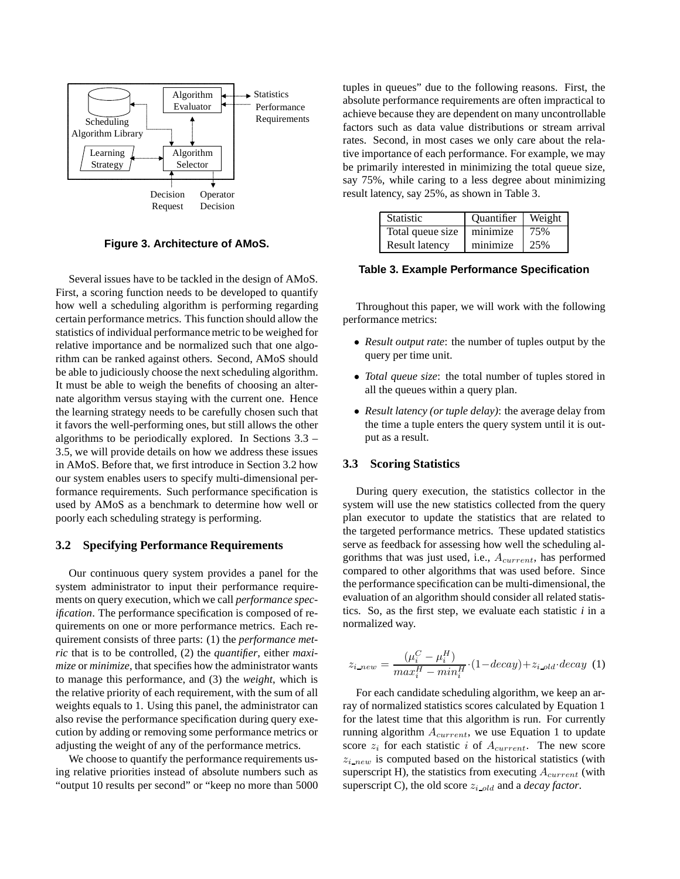Algorithm Evaluator

Statistics

Performance Requirements

Scheduling Algorithm Library

Learning Strategy

Algorithm Selector

Decision Request

Operator Decision

**Figure 3. Architecture of AMoS.**

Several issues have to be tackled in the design of AMoS. First, a scoring function needs to be developed to quantify how well a scheduling algorithm is performing regarding certain performance metrics. This function should allow the statistics of individual performance metric to be weighed for relative importance and be normalized such that one algorithm can be ranked against others. Second, AMoS should be able to judiciously choose the next scheduling algorithm. It must be able to weigh the benefits of choosing an alternate algorithm versus staying with the current one. Hence the learning strategy needs to be carefully chosen such that it favors the well-performing ones, but still allows the other algorithms to be periodically explored. In Sections 3.3 – 3.5, we will provide details on how we address these issues in AMoS. Before that, we first introduce in Section 3.2 how our system enables users to specify multi-dimensional performance requirements. Such performance specification is used by AMoS as a benchmark to determine how well or poorly each scheduling strategy is performing.

### 3.2 Specifying Performance Requirements

Our continuous query system provides a panel for the system administrator to input their performance requirements on query execution, which we call *performance specification*. The performance specification is composed of requirements on one or more performance metrics. Each requirement consists of three parts: (1) the *performance metric* that is to be controlled, (2) the *quantifier*, either *maximize* or *minimize*, that specifies how the administrator wants to manage this performance, and (3) the *weight*, which is the relative priority of each requirement, with the sum of all weights equals to 1. Using this panel, the administrator can also revise the performance specification during query execution by adding or removing some performance metrics or adjusting the weight of any of the performance metrics.

We choose to quantify the performance requirements using relative priorities instead of absolute numbers such as "output 10 results per second" or "keep no more than 5000 tuples in queues" due to the following reasons. First, the absolute performance requirements are often impractical to achieve because they are dependent on many uncontrollable factors such as data value distributions or stream arrival rates. Second, in most cases we only care about the relative importance of each performance. For example, we may be primarily interested in minimizing the total queue size, say 75%, while caring to a less degree about minimizing result latency, say 25%, as shown in Table 3.

| Statistic | Quantifier | Weight |
|---|---|---|
| Total queue size | minimize | 75% |
| Result latency | minimize | 25% |

**Table 3. Example Performance Specification**

Throughout this paper, we will work with the following performance metrics:

- *Result output rate*: the number of tuples output by the query per time unit.
- *Total queue size*: the total number of tuples stored in all the queues within a query plan.
- *Result latency (or tuple delay)*: the average delay from the time a tuple enters the query system until it is output as a result.

### 3.3 Scoring Statistics

During query execution, the statistics collector in the system will use the new statistics collected from the query plan executor to update the statistics that are related to the targeted performance metrics. These updated statistics serve as feedback for assessing how well the scheduling algorithms that was just used, i.e., $A_{current}$, has performed compared to other algorithms that was used before. Since the performance specification can be multi-dimensional, the evaluation of an algorithm should consider all related statistics. So, as the first step, we evaluate each statistic *i* in a normalized way.

$$z_{i\_new} = \frac{(\mu_i^C - \mu_i^H)}{max_i^H - min_i^H} \cdot (1 - decay) + z_{i\_old} \cdot decay \quad (1)$$

For each candidate scheduling algorithm, we keep an array of normalized statistics scores calculated by Equation 1 for the latest time that this algorithm is run. For currently running algorithm $A_{current}$, we use Equation 1 to update score $z_i$ for each statistic $i$ of $A_{current}$. The new score $z_{i\_new}$ is computed based on the historical statistics (with superscript H), the statistics from executing $A_{current}$ (with superscript C), the old score $z_{i\_old}$ and a *decay factor*.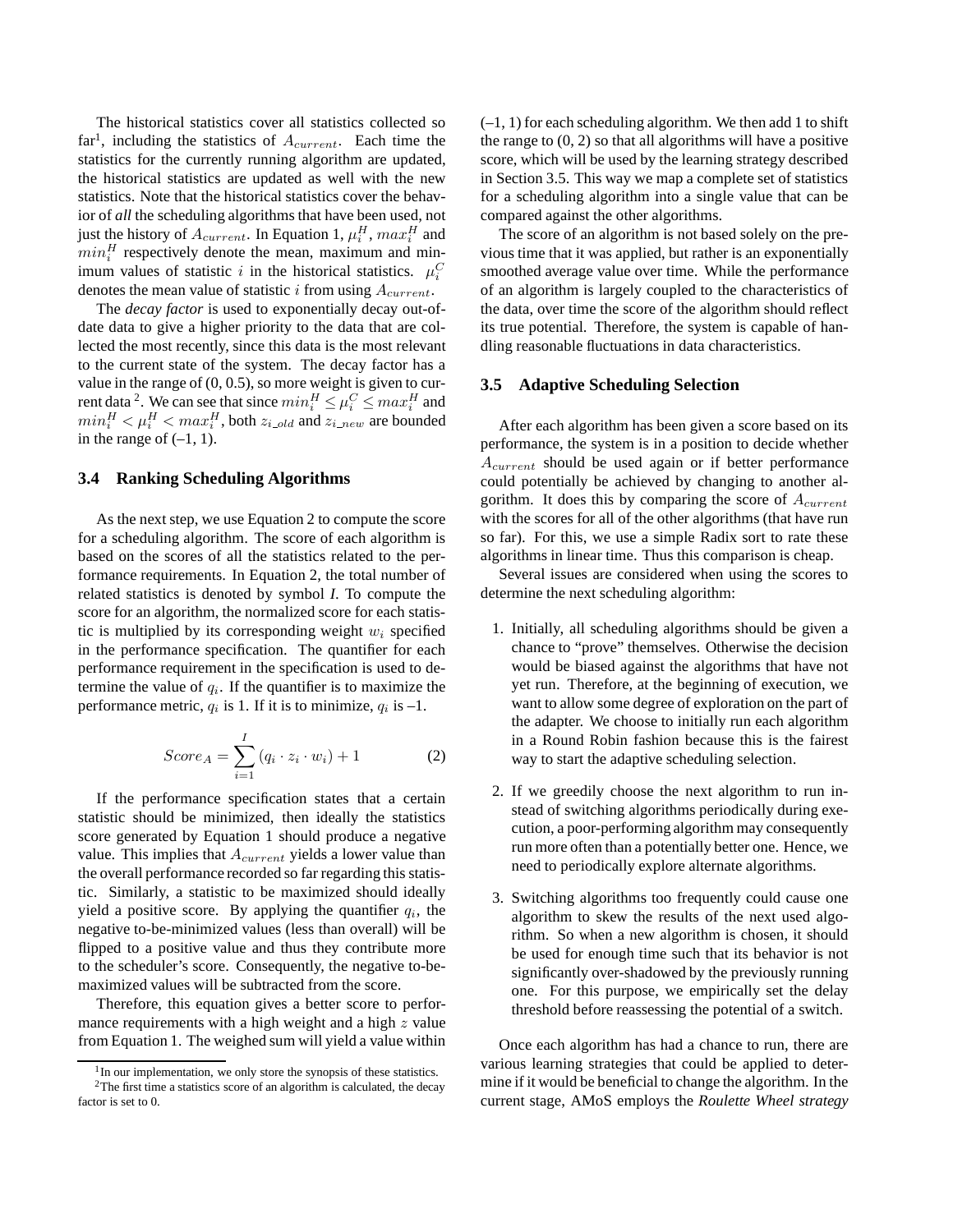The historical statistics cover all statistics collected so far[1], including the statistics of $A_{current}$. Each time the statistics for the currently running algorithm are updated, the historical statistics are updated as well with the new statistics. Note that the historical statistics cover the behavior of *all* the scheduling algorithms that have been used, not just the history of $A_{current}$. In Equation 1, $\mu_i^H$, $max_i^H$ and $min_i^H$ respectively denote the mean, maximum and minimum values of statistic $i$ in the historical statistics. $\mu_i^C$ denotes the mean value of statistic $i$ from using $A_{current}$.

The *decay factor* is used to exponentially decay out-of-date data to give a higher priority to the data that are collected the most recently, since this data is the most relevant to the current state of the system. The decay factor has a value in the range of (0, 0.5), so more weight is given to current data [2]. We can see that since $min_i^H \le \mu_i^C \le max_i^H$ and $min_i^H < \mu_i^H < max_i^H$, both $z_{i\_old}$ and $z_{i\_new}$ are bounded in the range of (–1, 1).

### 3.4 Ranking Scheduling Algorithms

As the next step, we use Equation 2 to compute the score for a scheduling algorithm. The score of each algorithm is based on the scores of all the statistics related to the performance requirements. In Equation 2, the total number of related statistics is denoted by symbol *I*. To compute the score for an algorithm, the normalized score for each statistic is multiplied by its corresponding weight $w_i$ specified in the performance specification. The quantifier for each performance requirement in the specification is used to determine the value of $q_i$. If the quantifier is to maximize the performance metric, $q_i$ is 1. If it is to minimize, $q_i$ is –1.

$$Score_A = \sum_{i=1}^{I} (q_i \cdot z_i \cdot w_i) + 1 \tag{2}$$

If the performance specification states that a certain statistic should be minimized, then ideally the statistics score generated by Equation 1 should produce a negative value. This implies that $A_{current}$ yields a lower value than the overall performance recorded so far regarding this statistic. Similarly, a statistic to be maximized should ideally yield a positive score. By applying the quantifier $q_i$, the negative to-be-minimized values (less than overall) will be flipped to a positive value and thus they contribute more to the scheduler's score. Consequently, the negative to-be-maximized values will be subtracted from the score.

Therefore, this equation gives a better score to performance requirements with a high weight and a high $z$ value from Equation 1. The weighed sum will yield a value within (–1, 1) for each scheduling algorithm. We then add 1 to shift the range to (0, 2) so that all algorithms will have a positive score, which will be used by the learning strategy described in Section 3.5. This way we map a complete set of statistics for a scheduling algorithm into a single value that can be compared against the other algorithms.

The score of an algorithm is not based solely on the previous time that it was applied, but rather is an exponentially smoothed average value over time. While the performance of an algorithm is largely coupled to the characteristics of the data, over time the score of the algorithm should reflect its true potential. Therefore, the system is capable of handling reasonable fluctuations in data characteristics.

### 3.5 Adaptive Scheduling Selection

After each algorithm has been given a score based on its performance, the system is in a position to decide whether $A_{current}$ should be used again or if better performance could potentially be achieved by changing to another algorithm. It does this by comparing the score of $A_{current}$ with the scores for all of the other algorithms (that have run so far). For this, we use a simple Radix sort to rate these algorithms in linear time. Thus this comparison is cheap.

Several issues are considered when using the scores to determine the next scheduling algorithm:

1. Initially, all scheduling algorithms should be given a chance to "prove" themselves. Otherwise the decision would be biased against the algorithms that have not yet run. Therefore, at the beginning of execution, we want to allow some degree of exploration on the part of the adapter. We choose to initially run each algorithm in a Round Robin fashion because this is the fairest way to start the adaptive scheduling selection.

2. If we greedily choose the next algorithm to run instead of switching algorithms periodically during execution, a poor-performing algorithm may consequently run more often than a potentially better one. Hence, we need to periodically explore alternate algorithms.

3. Switching algorithms too frequently could cause one algorithm to skew the results of the next used algorithm. So when a new algorithm is chosen, it should be used for enough time such that its behavior is not significantly over-shadowed by the previously running one. For this purpose, we empirically set the delay threshold before reassessing the potential of a switch.

Once each algorithm has had a chance to run, there are various learning strategies that could be applied to determine if it would be beneficial to change the algorithm. In the current stage, AMoS employs the *Roulette Wheel strategy*

[1] In our implementation, we only store the synopsis of these statistics.

[2] The first time a statistics score of an algorithm is calculated, the decay factor is set to 0.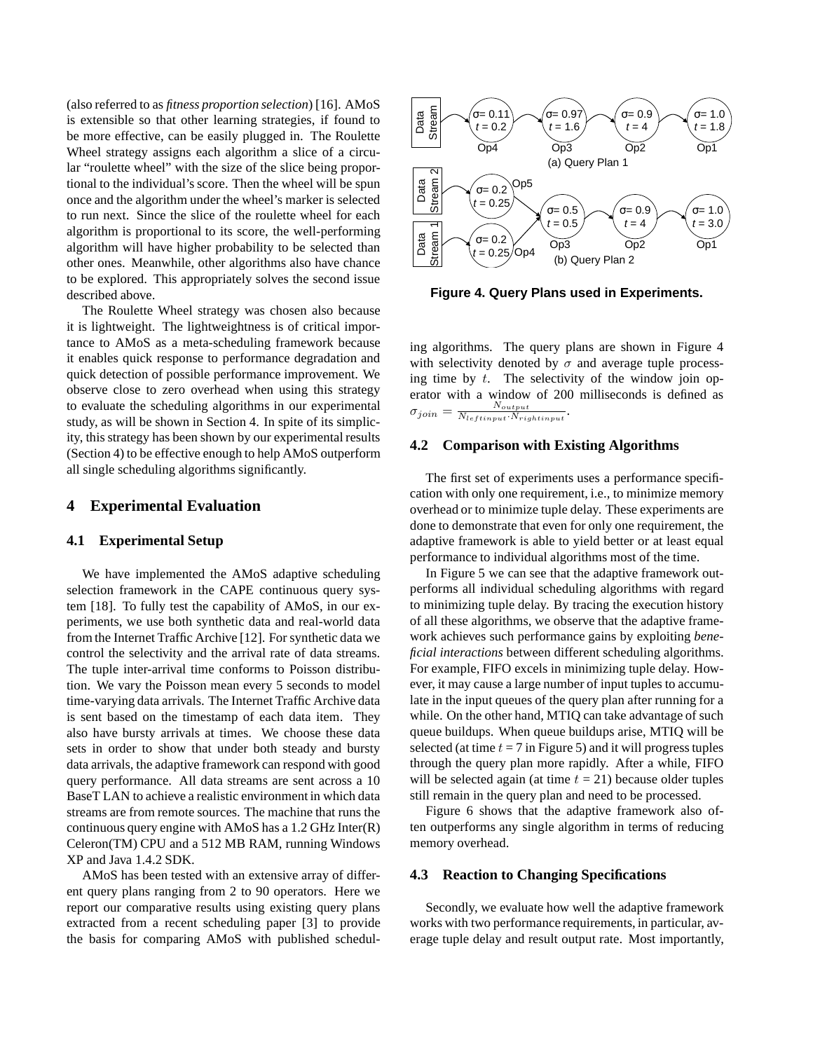(also referred to as *fitness proportion selection*) [16]. AMoS is extensible so that other learning strategies, if found to be more effective, can be easily plugged in. The Roulette Wheel strategy assigns each algorithm a slice of a circular "roulette wheel" with the size of the slice being proportional to the individual's score. Then the wheel will be spun once and the algorithm under the wheel's marker is selected to run next. Since the slice of the roulette wheel for each algorithm is proportional to its score, the well-performing algorithm will have higher probability to be selected than other ones. Meanwhile, other algorithms also have chance to be explored. This appropriately solves the second issue described above.

The Roulette Wheel strategy was chosen also because it is lightweight. The lightweightness is of critical importance to AMoS as a meta-scheduling framework because it enables quick response to performance degradation and quick detection of possible performance improvement. We observe close to zero overhead when using this strategy to evaluate the scheduling algorithms in our experimental study, as will be shown in Section 4. In spite of its simplicity, this strategy has been shown by our experimental results (Section 4) to be effective enough to help AMoS outperform all single scheduling algorithms significantly.

## 4 Experimental Evaluation

### 4.1 Experimental Setup

We have implemented the AMoS adaptive scheduling selection framework in the CAPE continuous query system [18]. To fully test the capability of AMoS, in our experiments, we use both synthetic data and real-world data from the Internet Traffic Archive [12]. For synthetic data we control the selectivity and the arrival rate of data streams. The tuple inter-arrival time conforms to Poisson distribution. We vary the Poisson mean every 5 seconds to model time-varying data arrivals. The Internet Traffic Archive data is sent based on the timestamp of each data item. They also have bursty arrivals at times. We choose these data sets in order to show that under both steady and bursty data arrivals, the adaptive framework can respond with good query performance. All data streams are sent across a 10 BaseT LAN to achieve a realistic environment in which data streams are from remote sources. The machine that runs the continuous query engine with AMoS has a 1.2 GHz Inter(R) Celeron(TM) CPU and a 512 MB RAM, running Windows XP and Java 1.4.2 SDK.

AMoS has been tested with an extensive array of different query plans ranging from 2 to 90 operators. Here we report our comparative results using existing query plans extracted from a recent scheduling paper [3] to provide the basis for comparing AMoS with published scheduling algorithms. The query plans are shown in Figure 4 with selectivity denoted by $\sigma$ and average tuple processing time by $t$. The selectivity of the window join operator with a window of 200 milliseconds is defined as $\sigma_{join} = \frac{N_{output}}{N_{leftinput} \cdot N_{rightinput}}$.

Data Stream
σ= 0.11
t = 0.2
Op4
σ= 0.97
t = 1.6
Op3
σ= 0.9
t = 4
Op2
σ= 1.0
t = 1.8
Op1
(a) Query Plan 1

Data Stream 2
σ= 0.2
t = 0.25
Op5
Data Stream 1
σ= 0.2
t = 0.25
Op4
σ= 0.5
t = 0.5
Op3
σ= 0.9
t = 4
Op2
σ= 1.0
t = 3.0
Op1
(b) Query Plan 2

**Figure 4. Query Plans used in Experiments.**

### 4.2 Comparison with Existing Algorithms

The first set of experiments uses a performance specification with only one requirement, i.e., to minimize memory overhead or to minimize tuple delay. These experiments are done to demonstrate that even for only one requirement, the adaptive framework is able to yield better or at least equal performance to individual algorithms most of the time.

In Figure 5 we can see that the adaptive framework outperforms all individual scheduling algorithms with regard to minimizing tuple delay. By tracing the execution history of all these algorithms, we observe that the adaptive framework achieves such performance gains by exploiting *beneficial interactions* between different scheduling algorithms. For example, FIFO excels in minimizing tuple delay. However, it may cause a large number of input tuples to accumulate in the input queues of the query plan after running for a while. On the other hand, MTIQ can take advantage of such queue buildups. When queue buildups arise, MTIQ will be selected (at time $t = 7$ in Figure 5) and it will progress tuples through the query plan more rapidly. After a while, FIFO will be selected again (at time $t = 21$) because older tuples still remain in the query plan and need to be processed.

Figure 6 shows that the adaptive framework also often outperforms any single algorithm in terms of reducing memory overhead.

### 4.3 Reaction to Changing Specifications

Secondly, we evaluate how well the adaptive framework works with two performance requirements, in particular, average tuple delay and result output rate. Most importantly,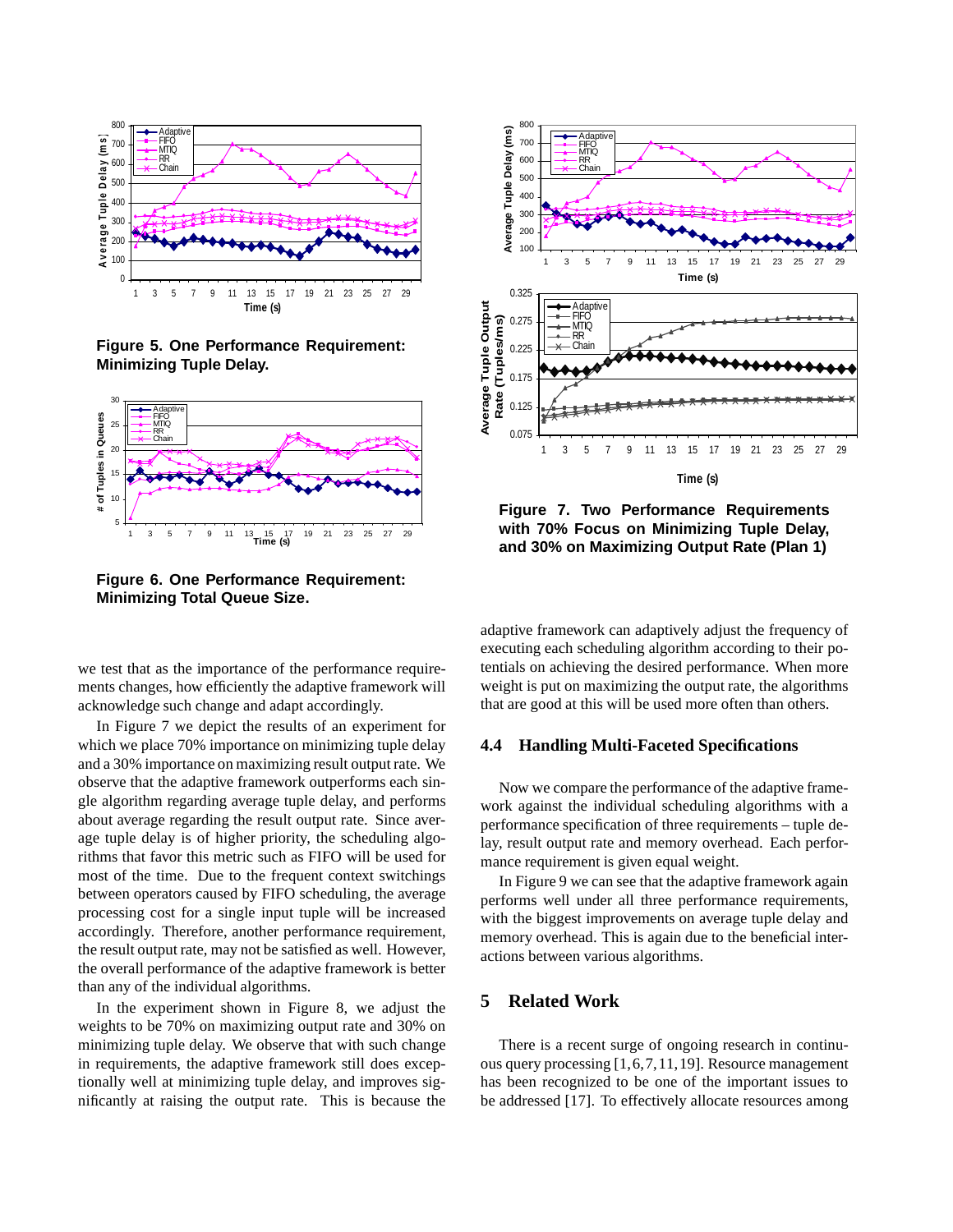Average Tuple Delay (ms)

800
700
600
500
400
300
200
100
0

1 3 5 7 9 11 13 15 17 19 21 23 25 27 29

Time (s)

Adaptive
FIFO
MTIQ
RR
Chain

**Figure 5. One Performance Requirement: Minimizing Tuple Delay.**

# of Tuples in Queues

30
25
20
15
10
5

1 3 5 7 9 11 13 15 17 19 21 23 25 27 29

Time (s)

Adaptive
FIFO
MTIQ
RR
Chain

**Figure 6. One Performance Requirement: Minimizing Total Queue Size.**

we test that as the importance of the performance requirements changes, how efficiently the adaptive framework will acknowledge such change and adapt accordingly.

In Figure 7 we depict the results of an experiment for which we place 70% importance on minimizing tuple delay and a 30% importance on maximizing result output rate. We observe that the adaptive framework outperforms each single algorithm regarding average tuple delay, and performs about average regarding the result output rate. Since average tuple delay is of higher priority, the scheduling algorithms that favor this metric such as FIFO will be used for most of the time. Due to the frequent context switchings between operators caused by FIFO scheduling, the average processing cost for a single input tuple will be increased accordingly. Therefore, another performance requirement, the result output rate, may not be satisfied as well. However, the overall performance of the adaptive framework is better than any of the individual algorithms.

In the experiment shown in Figure 8, we adjust the weights to be 70% on maximizing output rate and 30% on minimizing tuple delay. We observe that with such change in requirements, the adaptive framework still does exceptionally well at minimizing tuple delay, and improves significantly at raising the output rate. This is because the adaptive framework can adaptively adjust the frequency of executing each scheduling algorithm according to their potentials on achieving the desired performance. When more weight is put on maximizing the output rate, the algorithms that are good at this will be used more often than others.

Average Tuple Delay (ms)

800
700
600
500
400
300
200
100

1 3 5 7 9 11 13 15 17 19 21 23 25 27 29

Time (s)

Adaptive
FIFO
MTIQ
RR
Chain

Average Tuple Output Rate (Tuples/ms)

0.325
0.275
0.225
0.175
0.125
0.075

1 3 5 7 9 11 13 15 17 19 21 23 25 27 29

Time (s)

Adaptive
FIFO
MTIQ
RR
Chain

**Figure 7. Two Performance Requirements with 70% Focus on Minimizing Tuple Delay, and 30% on Maximizing Output Rate (Plan 1)**

### 4.4 Handling Multi-Faceted Specifications

Now we compare the performance of the adaptive framework against the individual scheduling algorithms with a performance specification of three requirements – tuple delay, result output rate and memory overhead. Each performance requirement is given equal weight.

In Figure 9 we can see that the adaptive framework again performs well under all three performance requirements, with the biggest improvements on average tuple delay and memory overhead. This is again due to the beneficial interactions between various algorithms.

## 5 Related Work

There is a recent surge of ongoing research in continuous query processing [1,6,7,11,19]. Resource management has been recognized to be one of the important issues to be addressed [17]. To effectively allocate resources among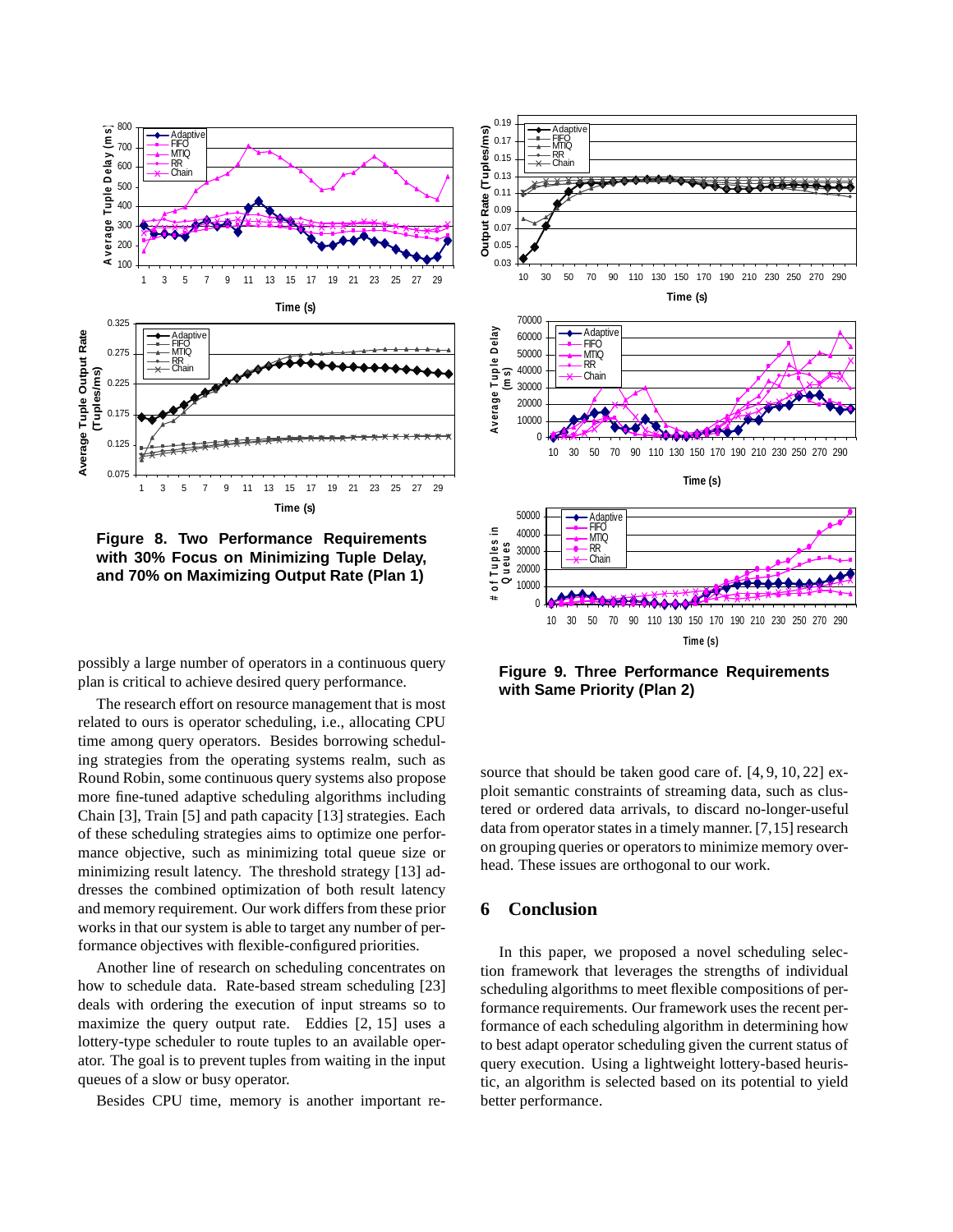Average Tuple Delay (ms)

800
700
600
500
400
300
200
100

1 3 5 7 9 11 13 15 17 19 21 23 25 27 29

Time (s)

Adaptive
FIFO
MTIQ
RR
Chain

Average Tuple Output Rate (Tuples/ms)

0.325
0.275
0.225
0.175
0.125
0.075

1 3 5 7 9 11 13 15 17 19 21 23 25 27 29

Time (s)

Adaptive
FIFO
MTIQ
RR
Chain

**Figure 8. Two Performance Requirements with 30% Focus on Minimizing Tuple Delay, and 70% on Maximizing Output Rate (Plan 1)**

Output Rate (Tuples/ms)

0.19
0.17
0.15
0.13
0.11
0.09
0.07
0.05
0.03

10 30 50 70 90 110 130 150 170 190 210 230 250 270 290

Time (s)

Adaptive
FIFO
MTIQ
RR
Chain

Average Tuple Delay (ms)

70000
60000
50000
40000
30000
20000
10000
0

10 30 50 70 90 110 130 150 170 190 210 230 250 270 290

Time (s)

Adaptive
FIFO
MTIQ
RR
Chain

# of Tuples in Queues

50000
40000
30000
20000
10000
0

10 30 50 70 90 110 130 150 170 190 210 230 250 270 290

Time (s)

Adaptive
FIFO
MTIQ
RR
Chain

**Figure 9. Three Performance Requirements with Same Priority (Plan 2)**

possibly a large number of operators in a continuous query plan is critical to achieve desired query performance.

The research effort on resource management that is most related to ours is operator scheduling, i.e., allocating CPU time among query operators. Besides borrowing scheduling strategies from the operating systems realm, such as Round Robin, some continuous query systems also propose more fine-tuned adaptive scheduling algorithms including Chain [3], Train [5] and path capacity [13] strategies. Each of these scheduling strategies aims to optimize one performance objective, such as minimizing total queue size or minimizing result latency. The threshold strategy [13] addresses the combined optimization of both result latency and memory requirement. Our work differs from these prior works in that our system is able to target any number of performance objectives with flexible-configured priorities.

Another line of research on scheduling concentrates on how to schedule data. Rate-based stream scheduling [23] deals with ordering the execution of input streams so to maximize the query output rate. Eddies [2, 15] uses a lottery-type scheduler to route tuples to an available operator. The goal is to prevent tuples from waiting in the input queues of a slow or busy operator.

Besides CPU time, memory is another important resource that should be taken good care of. [4, 9, 10, 22] exploit semantic constraints of streaming data, such as clustered or ordered data arrivals, to discard no-longer-useful data from operator states in a timely manner. [7,15] research on grouping queries or operators to minimize memory overhead. These issues are orthogonal to our work.

## 6 Conclusion

In this paper, we proposed a novel scheduling selection framework that leverages the strengths of individual scheduling algorithms to meet flexible compositions of performance requirements. Our framework uses the recent performance of each scheduling algorithm in determining how to best adapt operator scheduling given the current status of query execution. Using a lightweight lottery-based heuristic, an algorithm is selected based on its potential to yield better performance.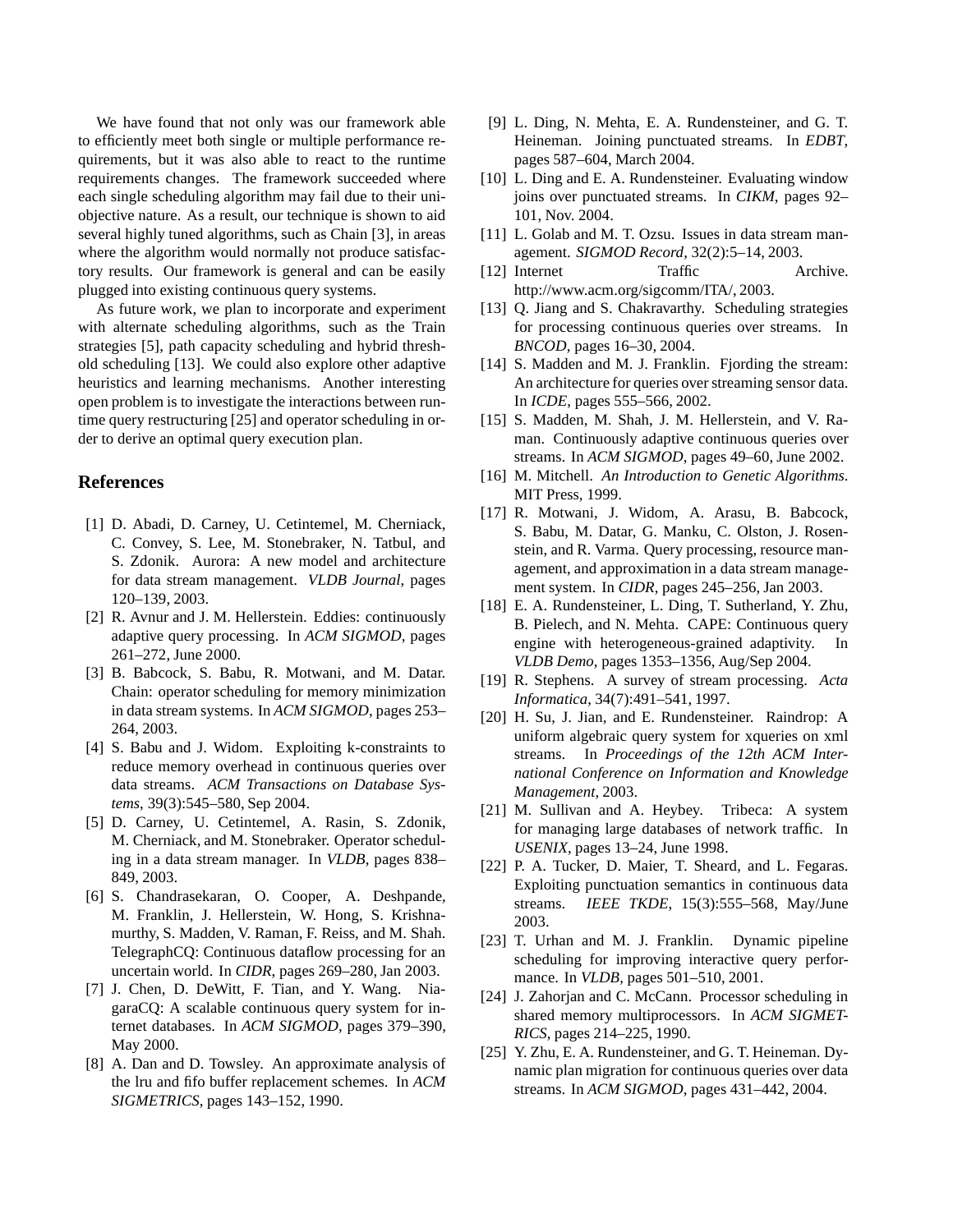We have found that not only was our framework able to efficiently meet both single or multiple performance requirements, but it was also able to react to the runtime requirements changes. The framework succeeded where each single scheduling algorithm may fail due to their uniobjective nature. As a result, our technique is shown to aid several highly tuned algorithms, such as Chain [3], in areas where the algorithm would normally not produce satisfactory results. Our framework is general and can be easily plugged into existing continuous query systems.

As future work, we plan to incorporate and experiment with alternate scheduling algorithms, such as the Train strategies [5], path capacity scheduling and hybrid threshold scheduling [13]. We could also explore other adaptive heuristics and learning mechanisms. Another interesting open problem is to investigate the interactions between runtime query restructuring [25] and operator scheduling in order to derive an optimal query execution plan.

## References

[1] D. Abadi, D. Carney, U. Cetintemel, M. Cherniack, C. Convey, S. Lee, M. Stonebraker, N. Tatbul, and S. Zdonik. Aurora: A new model and architecture for data stream management. *VLDB Journal*, pages 120–139, 2003.

[2] R. Avnur and J. M. Hellerstein. Eddies: continuously adaptive query processing. In *ACM SIGMOD*, pages 261–272, June 2000.

[3] B. Babcock, S. Babu, R. Motwani, and M. Datar. Chain: operator scheduling for memory minimization in data stream systems. In *ACM SIGMOD*, pages 253–264, 2003.

[4] S. Babu and J. Widom. Exploiting k-constraints to reduce memory overhead in continuous queries over data streams. *ACM Transactions on Database Systems*, 39(3):545–580, Sep 2004.

[5] D. Carney, U. Cetintemel, A. Rasin, S. Zdonik, M. Cherniack, and M. Stonebraker. Operator scheduling in a data stream manager. In *VLDB*, pages 838–849, 2003.

[6] S. Chandrasekaran, O. Cooper, A. Deshpande, M. Franklin, J. Hellerstein, W. Hong, S. Krishnamurthy, S. Madden, V. Raman, F. Reiss, and M. Shah. TelegraphCQ: Continuous dataflow processing for an uncertain world. In *CIDR*, pages 269–280, Jan 2003.

[7] J. Chen, D. DeWitt, F. Tian, and Y. Wang. NiagaraCQ: A scalable continuous query system for internet databases. In *ACM SIGMOD*, pages 379–390, May 2000.

[8] A. Dan and D. Towsley. An approximate analysis of the lru and fifo buffer replacement schemes. In *ACM SIGMETRICS*, pages 143–152, 1990.

[9] L. Ding, N. Mehta, E. A. Rundensteiner, and G. T. Heineman. Joining punctuated streams. In *EDBT*, pages 587–604, March 2004.

[10] L. Ding and E. A. Rundensteiner. Evaluating window joins over punctuated streams. In *CIKM*, pages 92–101, Nov. 2004.

[11] L. Golab and M. T. Ozsu. Issues in data stream management. *SIGMOD Record*, 32(2):5–14, 2003.

[12] Internet Traffic Archive. http://www.acm.org/sigcomm/ITA/, 2003.

[13] Q. Jiang and S. Chakravarthy. Scheduling strategies for processing continuous queries over streams. In *BNCOD*, pages 16–30, 2004.

[14] S. Madden and M. J. Franklin. Fjording the stream: An architecture for queries over streaming sensor data. In *ICDE*, pages 555–566, 2002.

[15] S. Madden, M. Shah, J. M. Hellerstein, and V. Raman. Continuously adaptive continuous queries over streams. In *ACM SIGMOD*, pages 49–60, June 2002.

[16] M. Mitchell. *An Introduction to Genetic Algorithms*. MIT Press, 1999.

[17] R. Motwani, J. Widom, A. Arasu, B. Babcock, S. Babu, M. Datar, G. Manku, C. Olston, J. Rosenstein, and R. Varma. Query processing, resource management, and approximation in a data stream management system. In *CIDR*, pages 245–256, Jan 2003.

[18] E. A. Rundensteiner, L. Ding, T. Sutherland, Y. Zhu, B. Pielech, and N. Mehta. CAPE: Continuous query engine with heterogeneous-grained adaptivity. In *VLDB Demo*, pages 1353–1356, Aug/Sep 2004.

[19] R. Stephens. A survey of stream processing. *Acta Informatica*, 34(7):491–541, 1997.

[20] H. Su, J. Jian, and E. Rundensteiner. Raindrop: A uniform algebraic query system for xqueries on xml streams. In *Proceedings of the 12th ACM International Conference on Information and Knowledge Management*, 2003.

[21] M. Sullivan and A. Heybey. Tribeca: A system for managing large databases of network traffic. In *USENIX*, pages 13–24, June 1998.

[22] P. A. Tucker, D. Maier, T. Sheard, and L. Fegaras. Exploiting punctuation semantics in continuous data streams. *IEEE TKDE*, 15(3):555–568, May/June 2003.

[23] T. Urhan and M. J. Franklin. Dynamic pipeline scheduling for improving interactive query performance. In *VLDB*, pages 501–510, 2001.

[24] J. Zahorjan and C. McCann. Processor scheduling in shared memory multiprocessors. In *ACM SIGMETRICS*, pages 214–225, 1990.

[25] Y. Zhu, E. A. Rundensteiner, and G. T. Heineman. Dynamic plan migration for continuous queries over data streams. In *ACM SIGMOD*, pages 431–442, 2004.